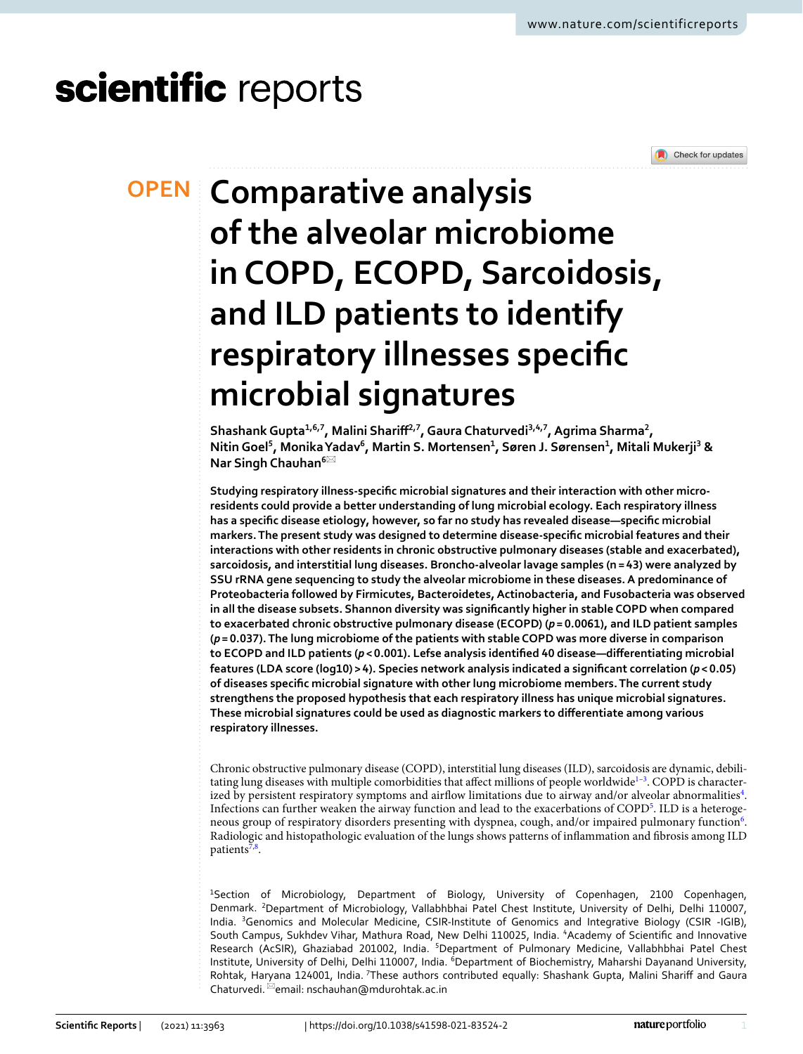# Comparative analysis of the alveolar microbiome in COPD, ECOPD, Sarcoidosis, and ILD patients to identify respiratory illnesses specific microbial signatures

**Shashank Gupta[1,6,7], Malini Shariff[2,7], Gaura Chaturvedi[3,4,7], Agrima Sharma[2], Nitin Goel[5], Monika Yadav[6], Martin S. Mortensen[1], Søren J. Sørensen[1], Mitali Mukerji[3] & Nar Singh Chauhan[6]**

**Studying respiratory illness-specific microbial signatures and their interaction with other micro-residents could provide a better understanding of lung microbial ecology. Each respiratory illness has a specific disease etiology, however, so far no study has revealed disease—specific microbial markers. The present study was designed to determine disease-specific microbial features and their interactions with other residents in chronic obstructive pulmonary diseases (stable and exacerbated), sarcoidosis, and interstitial lung diseases. Broncho-alveolar lavage samples (n = 43) were analyzed by SSU rRNA gene sequencing to study the alveolar microbiome in these diseases. A predominance of Proteobacteria followed by Firmicutes, Bacteroidetes, Actinobacteria, and Fusobacteria was observed in all the disease subsets. Shannon diversity was significantly higher in stable COPD when compared to exacerbated chronic obstructive pulmonary disease (ECOPD) (*p* = 0.0061), and ILD patient samples (*p* = 0.037). The lung microbiome of the patients with stable COPD was more diverse in comparison to ECOPD and ILD patients (*p* < 0.001). Lefse analysis identified 40 disease—differentiating microbial features (LDA score (log10) > 4). Species network analysis indicated a significant correlation (*p* < 0.05) of diseases specific microbial signature with other lung microbiome members. The current study strengthens the proposed hypothesis that each respiratory illness has unique microbial signatures. These microbial signatures could be used as diagnostic markers to differentiate among various respiratory illnesses.**

Chronic obstructive pulmonary disease (COPD), interstitial lung diseases (ILD), sarcoidosis are dynamic, debilitating lung diseases with multiple comorbidities that affect millions of people worldwide[1–3]. COPD is characterized by persistent respiratory symptoms and airflow limitations due to airway and/or alveolar abnormalities[4]. Infections can further weaken the airway function and lead to the exacerbations of COPD[5]. ILD is a heterogeneous group of respiratory disorders presenting with dyspnea, cough, and/or impaired pulmonary function[6]. Radiologic and histopathologic evaluation of the lungs shows patterns of inflammation and fibrosis among ILD patients[7,8].

[1]Section of Microbiology, Department of Biology, University of Copenhagen, 2100 Copenhagen, Denmark. [2]Department of Microbiology, Vallabhbhai Patel Chest Institute, University of Delhi, Delhi 110007, India. [3]Genomics and Molecular Medicine, CSIR-Institute of Genomics and Integrative Biology (CSIR -IGIB), South Campus, Sukhdev Vihar, Mathura Road, New Delhi 110025, India. [4]Academy of Scientific and Innovative Research (AcSIR), Ghaziabad 201002, India. [5]Department of Pulmonary Medicine, Vallabhbhai Patel Chest Institute, University of Delhi, Delhi 110007, India. [6]Department of Biochemistry, Maharshi Dayanand University, Rohtak, Haryana 124001, India. [7]These authors contributed equally: Shashank Gupta, Malini Shariff and Gaura Chaturvedi. ✉email: nschauhan@mdurohtak.ac.in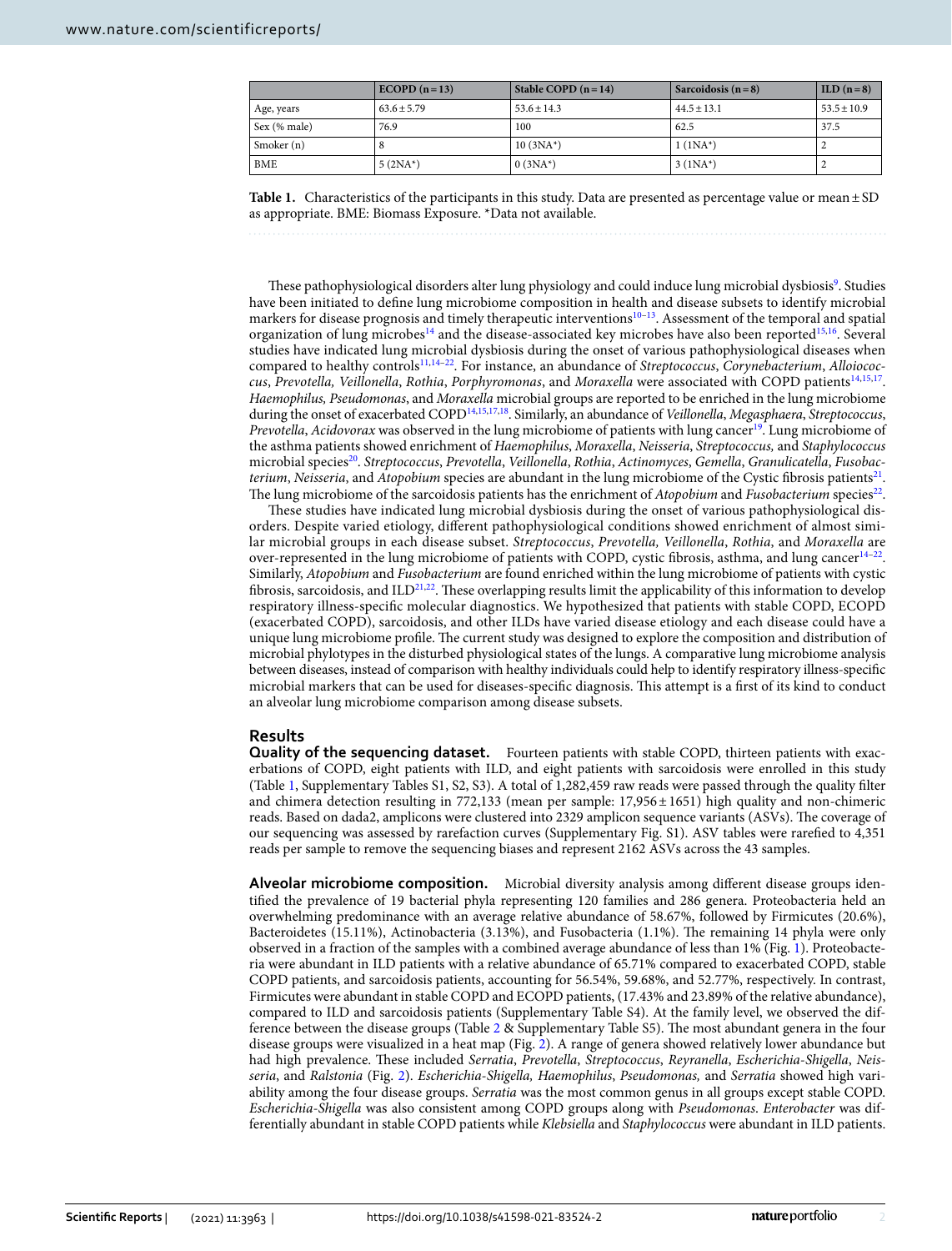|  | ECOPD (n = 13) | Stable COPD (n = 14) | Sarcoidosis (n = 8) | ILD (n = 8) |
|---|---|---|---|---|
| Age, years | 63.6 ± 5.79 | 53.6 ± 14.3 | 44.5 ± 13.1 | 53.5 ± 10.9 |
| Sex (% male) | 76.9 | 100 | 62.5 | 37.5 |
| Smoker (n) | 8 | 10 (3NA*) | 1 (1NA*) | 2 |
| BME | 5 (2NA*) | 0 (3NA*) | 3 (1NA*) | 2 |

**Table 1.** Characteristics of the participants in this study. Data are presented as percentage value or mean ± SD as appropriate. BME: Biomass Exposure. *Data not available.

These pathophysiological disorders alter lung physiology and could induce lung microbial dysbiosis[9]. Studies have been initiated to define lung microbiome composition in health and disease subsets to identify microbial markers for disease prognosis and timely therapeutic interventions[10–13]. Assessment of the temporal and spatial organization of lung microbes[14] and the disease-associated key microbes have also been reported[15,16]. Several studies have indicated lung microbial dysbiosis during the onset of various pathophysiological diseases when compared to healthy controls[11,14–22]. For instance, an abundance of *Streptococcus*, *Corynebacterium*, *Alloiococcus*, *Prevotella, Veillonella*, *Rothia*, *Porphyromonas*, and *Moraxella* were associated with COPD patients[14,15,17]. *Haemophilus, Pseudomonas*, and *Moraxella* microbial groups are reported to be enriched in the lung microbiome during the onset of exacerbated COPD[14,15,17,18]. Similarly, an abundance of *Veillonella*, *Megasphaera*, *Streptococcus*, *Prevotella*, *Acidovorax* was observed in the lung microbiome of patients with lung cancer[19]. Lung microbiome of the asthma patients showed enrichment of *Haemophilus*, *Moraxella*, *Neisseria*, *Streptococcus,* and *Staphylococcus* microbial species[20]. *Streptococcus*, *Prevotella*, *Veillonella*, *Rothia*, *Actinomyces*, *Gemella*, *Granulicatella*, *Fusobacterium*, *Neisseria*, and *Atopobium* species are abundant in the lung microbiome of the Cystic fibrosis patients[21]. The lung microbiome of the sarcoidosis patients has the enrichment of *Atopobium* and *Fusobacterium* species[22].

These studies have indicated lung microbial dysbiosis during the onset of various pathophysiological disorders. Despite varied etiology, different pathophysiological conditions showed enrichment of almost similar microbial groups in each disease subset. *Streptococcus*, *Prevotella, Veillonella*, *Rothia*, and *Moraxella* are over-represented in the lung microbiome of patients with COPD, cystic fibrosis, asthma, and lung cancer[14–22]. Similarly, *Atopobium* and *Fusobacterium* are found enriched within the lung microbiome of patients with cystic fibrosis, sarcoidosis, and ILD[21,22]. These overlapping results limit the applicability of this information to develop respiratory illness-specific molecular diagnostics. We hypothesized that patients with stable COPD, ECOPD (exacerbated COPD), sarcoidosis, and other ILDs have varied disease etiology and each disease could have a unique lung microbiome profile. The current study was designed to explore the composition and distribution of microbial phylotypes in the disturbed physiological states of the lungs. A comparative lung microbiome analysis between diseases, instead of comparison with healthy individuals could help to identify respiratory illness-specific microbial markers that can be used for diseases-specific diagnosis. This attempt is a first of its kind to conduct an alveolar lung microbiome comparison among disease subsets.

## Results

**Quality of the sequencing dataset.** Fourteen patients with stable COPD, thirteen patients with exacerbations of COPD, eight patients with ILD, and eight patients with sarcoidosis were enrolled in this study (Table 1, Supplementary Tables S1, S2, S3). A total of 1,282,459 raw reads were passed through the quality filter and chimera detection resulting in 772,133 (mean per sample: 17,956 ± 1651) high quality and non-chimeric reads. Based on dada2, amplicons were clustered into 2329 amplicon sequence variants (ASVs). The coverage of our sequencing was assessed by rarefaction curves (Supplementary Fig. S1). ASV tables were rarefied to 4,351 reads per sample to remove the sequencing biases and represent 2162 ASVs across the 43 samples.

**Alveolar microbiome composition.** Microbial diversity analysis among different disease groups identified the prevalence of 19 bacterial phyla representing 120 families and 286 genera. Proteobacteria held an overwhelming predominance with an average relative abundance of 58.67%, followed by Firmicutes (20.6%), Bacteroidetes (15.11%), Actinobacteria (3.13%), and Fusobacteria (1.1%). The remaining 14 phyla were only observed in a fraction of the samples with a combined average abundance of less than 1% (Fig. 1). Proteobacteria were abundant in ILD patients with a relative abundance of 65.71% compared to exacerbated COPD, stable COPD patients, and sarcoidosis patients, accounting for 56.54%, 59.68%, and 52.77%, respectively. In contrast, Firmicutes were abundant in stable COPD and ECOPD patients, (17.43% and 23.89% of the relative abundance), compared to ILD and sarcoidosis patients (Supplementary Table S4). At the family level, we observed the difference between the disease groups (Table 2 & Supplementary Table S5). The most abundant genera in the four disease groups were visualized in a heat map (Fig. 2). A range of genera showed relatively lower abundance but had high prevalence. These included *Serratia*, *Prevotella*, *Streptococcus*, *Reyranella*, *Escherichia-Shigella*, *Neisseria*, and *Ralstonia* (Fig. 2). *Escherichia-Shigella, Haemophilus*, *Pseudomonas,* and *Serratia* showed high variability among the four disease groups. *Serratia* was the most common genus in all groups except stable COPD. *Escherichia-Shigella* was also consistent among COPD groups along with *Pseudomonas*. *Enterobacter* was differentially abundant in stable COPD patients while *Klebsiella* and *Staphylococcus* were abundant in ILD patients.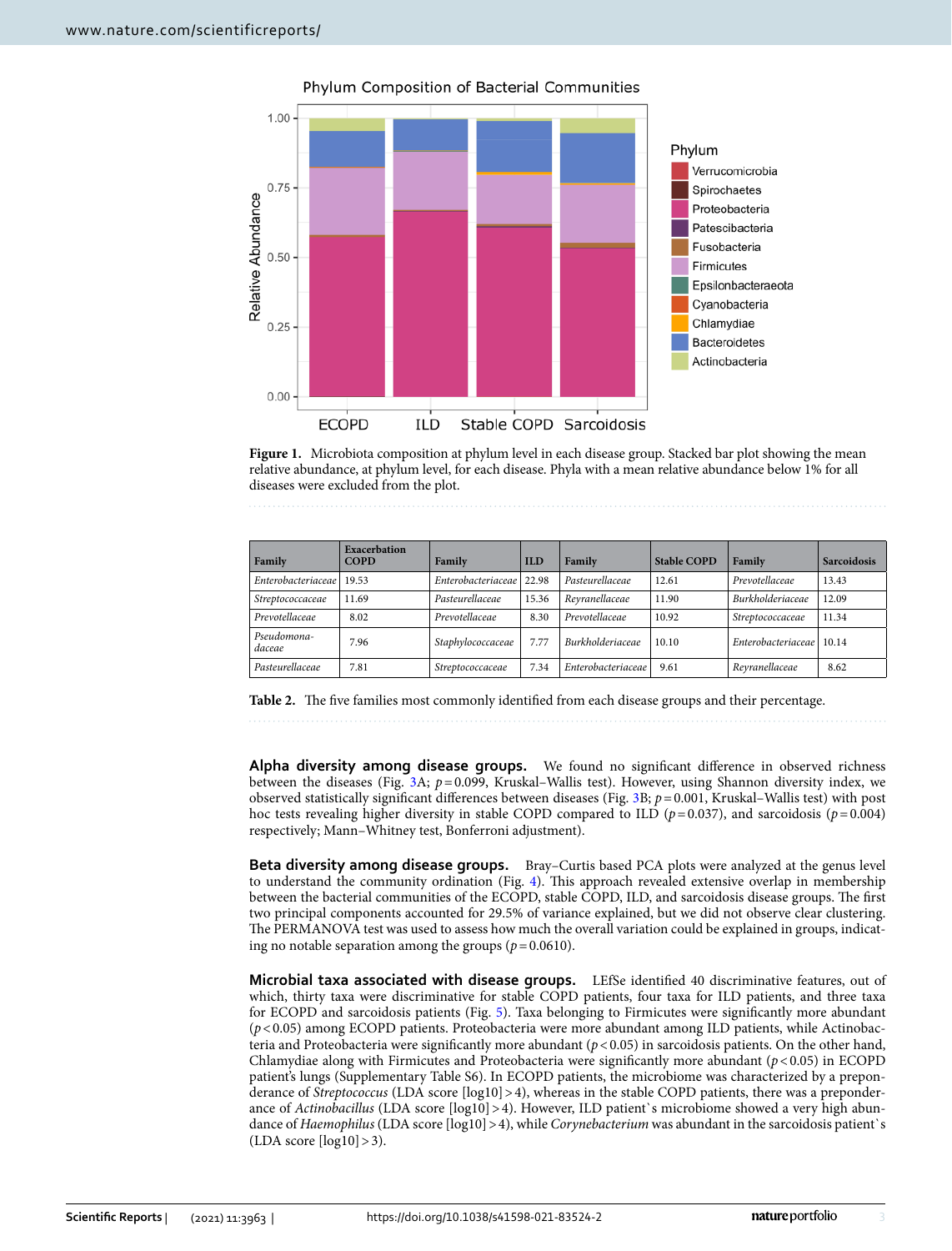Figure 1. Microbiota composition at phylum level in each disease group. Stacked bar plot showing the mean relative abundance, at phylum level, for each disease. Phyla with a mean relative abundance below 1% for all diseases were excluded from the plot.

| Family | Exacerbation COPD | Family | ILD | Family | Stable COPD | Family | Sarcoidosis |
|---|---|---|---|---|---|---|---|
| *Enterobacteriaceae* | 19.53 | *Enterobacteriaceae* | 22.98 | *Pasteurellaceae* | 12.61 | *Prevotellaceae* | 13.43 |
| *Streptococcaceae* | 11.69 | *Pasteurellaceae* | 15.36 | *Reyranellaceae* | 11.90 | *Burkholderiaceae* | 12.09 |
| *Prevotellaceae* | 8.02 | *Prevotellaceae* | 8.30 | *Prevotellaceae* | 10.92 | *Streptococcaceae* | 11.34 |
| *Pseudomonadaceae* | 7.96 | *Staphylococcaceae* | 7.77 | *Burkholderiaceae* | 10.10 | *Enterobacteriaceae* | 10.14 |
| *Pasteurellaceae* | 7.81 | *Streptococcaceae* | 7.34 | *Enterobacteriaceae* | 9.61 | *Reyranellaceae* | 8.62 |

Table 2. The five families most commonly identified from each disease groups and their percentage.

**Alpha diversity among disease groups.** We found no significant difference in observed richness between the diseases (Fig. 3A; $p = 0.099$, Kruskal–Wallis test). However, using Shannon diversity index, we observed statistically significant differences between diseases (Fig. 3B; $p = 0.001$, Kruskal–Wallis test) with post hoc tests revealing higher diversity in stable COPD compared to ILD ($p = 0.037$), and sarcoidosis ($p = 0.004$) respectively; Mann–Whitney test, Bonferroni adjustment).

**Beta diversity among disease groups.** Bray–Curtis based PCA plots were analyzed at the genus level to understand the community ordination (Fig. 4). This approach revealed extensive overlap in membership between the bacterial communities of the ECOPD, stable COPD, ILD, and sarcoidosis disease groups. The first two principal components accounted for 29.5% of variance explained, but we did not observe clear clustering. The PERMANOVA test was used to assess how much the overall variation could be explained in groups, indicating no notable separation among the groups ($p = 0.0610$).

**Microbial taxa associated with disease groups.** LEfSe identified 40 discriminative features, out of which, thirty taxa were discriminative for stable COPD patients, four taxa for ILD patients, and three taxa for ECOPD and sarcoidosis patients (Fig. 5). Taxa belonging to Firmicutes were significantly more abundant ($p < 0.05$) among ECOPD patients. Proteobacteria were more abundant among ILD patients, while Actinobacteria and Proteobacteria were significantly more abundant ($p < 0.05$) in sarcoidosis patients. On the other hand, Chlamydiae along with Firmicutes and Proteobacteria were significantly more abundant ($p < 0.05$) in ECOPD patient's lungs (Supplementary Table S6). In ECOPD patients, the microbiome was characterized by a preponderance of *Streptococcus* (LDA score [log10] > 4), whereas in the stable COPD patients, there was a preponderance of *Actinobacillus* (LDA score [log10] > 4). However, ILD patient`s microbiome showed a very high abundance of *Haemophilus* (LDA score [log10] > 4), while *Corynebacterium* was abundant in the sarcoidosis patient`s (LDA score [log10] > 3).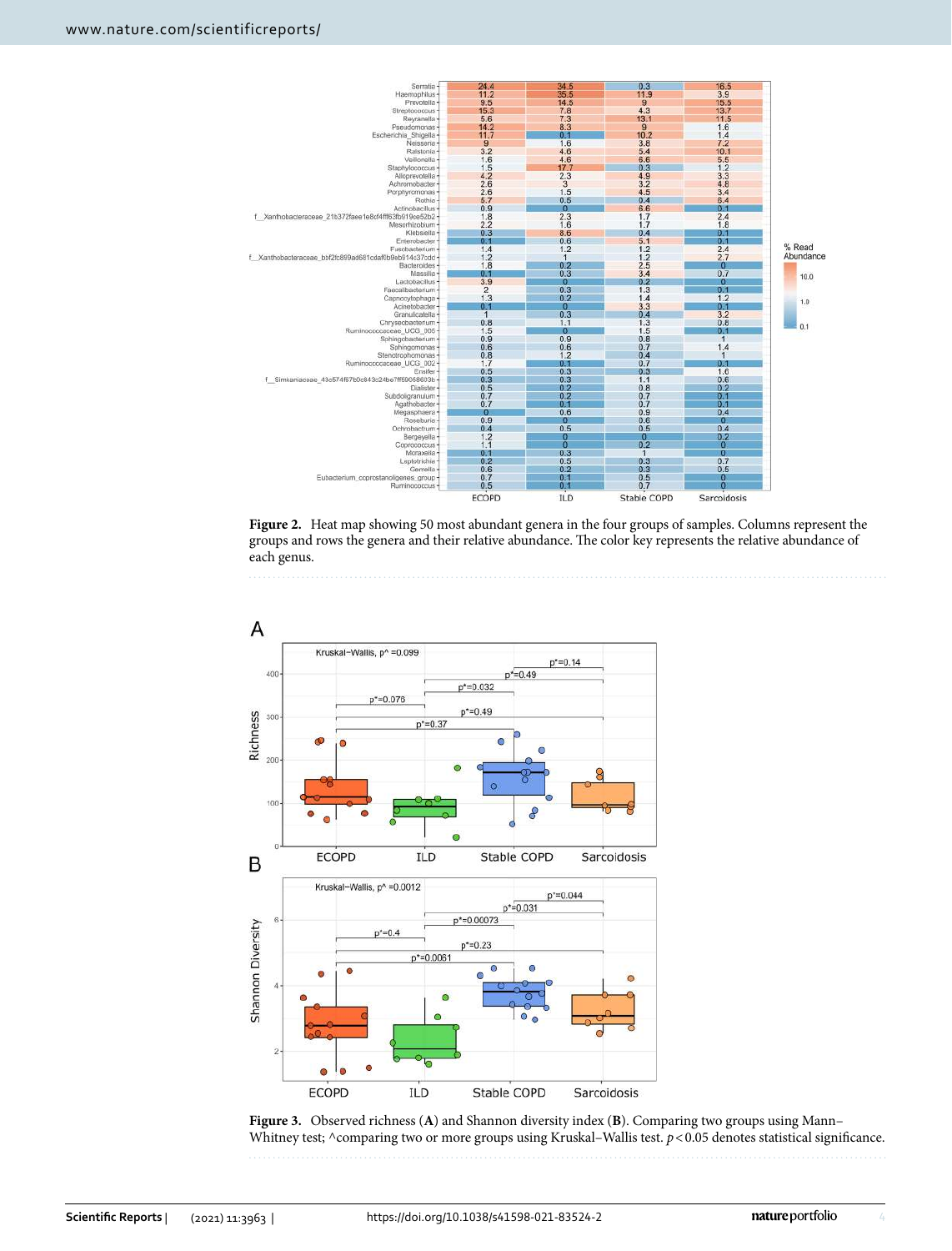**Figure 2.** Heat map showing 50 most abundant genera in the four groups of samples. Columns represent the groups and rows the genera and their relative abundance. The color key represents the relative abundance of each genus.

**Figure 3.** Observed richness (**A**) and Shannon diversity index (**B**). Comparing two groups using Mann–Whitney test; ^comparing two or more groups using Kruskal–Wallis test. $p < 0.05$ denotes statistical significance.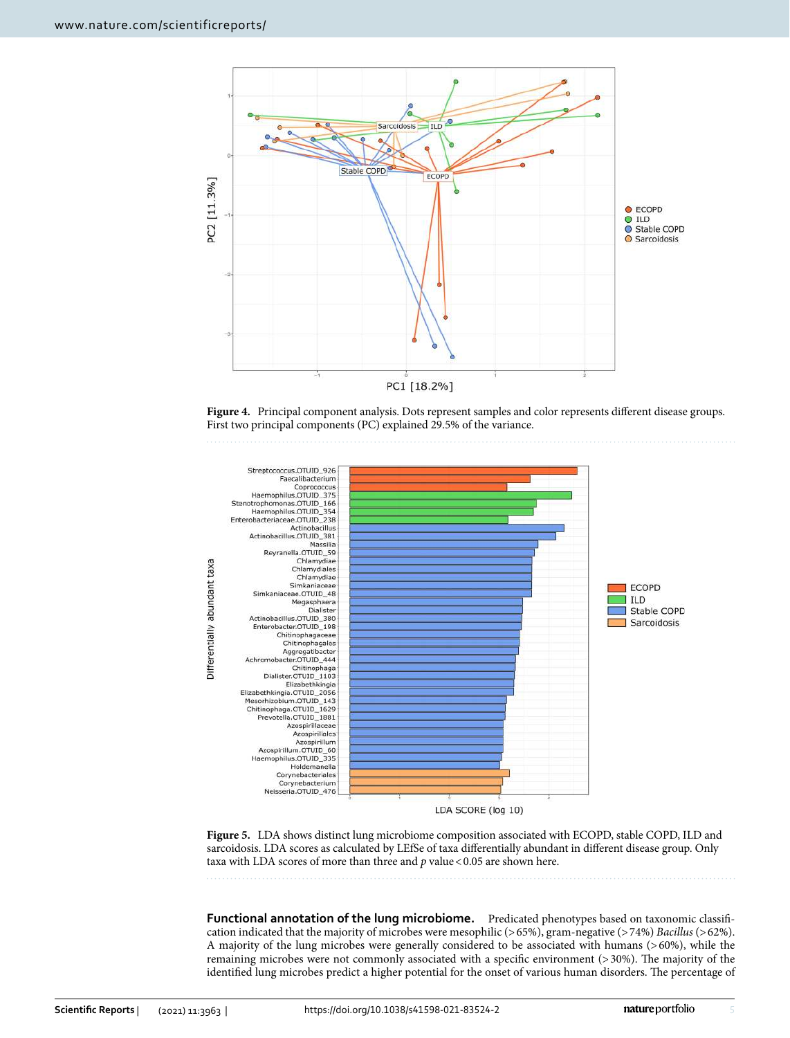**Figure 4.** Principal component analysis. Dots represent samples and color represents different disease groups. First two principal components (PC) explained 29.5% of the variance.

**Figure 5.** LDA shows distinct lung microbiome composition associated with ECOPD, stable COPD, ILD and sarcoidosis. LDA scores as calculated by LEfSe of taxa differentially abundant in different disease group. Only taxa with LDA scores of more than three and $p$ value < 0.05 are shown here.

**Functional annotation of the lung microbiome.** Predicated phenotypes based on taxonomic classification indicated that the majority of microbes were mesophilic (> 65%), gram-negative (> 74%) *Bacillus* (> 62%). A majority of the lung microbes were generally considered to be associated with humans (> 60%), while the remaining microbes were not commonly associated with a specific environment (> 30%). The majority of the identified lung microbes predict a higher potential for the onset of various human disorders. The percentage of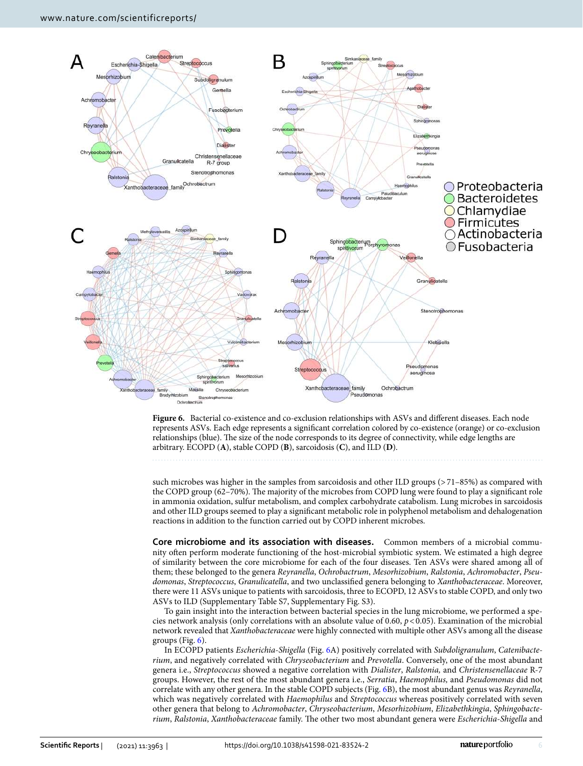**Figure 6.** Bacterial co-existence and co-exclusion relationships with ASVs and different diseases. Each node represents ASVs. Each edge represents a significant correlation colored by co-existence (orange) or co-exclusion relationships (blue). The size of the node corresponds to its degree of connectivity, while edge lengths are arbitrary. ECOPD (**A**), stable COPD (**B**), sarcoidosis (**C**), and ILD (**D**).

such microbes was higher in the samples from sarcoidosis and other ILD groups (>71–85%) as compared with the COPD group (62–70%). The majority of the microbes from COPD lung were found to play a significant role in ammonia oxidation, sulfur metabolism, and complex carbohydrate catabolism. Lung microbes in sarcoidosis and other ILD groups seemed to play a significant metabolic role in polyphenol metabolism and dehalogenation reactions in addition to the function carried out by COPD inherent microbes.

**Core microbiome and its association with diseases.** Common members of a microbial community often perform moderate functioning of the host-microbial symbiotic system. We estimated a high degree of similarity between the core microbiome for each of the four diseases. Ten ASVs were shared among all of them; these belonged to the genera *Reyranella*, *Ochrobactrum*, *Mesorhizobium*, *Ralstonia*, *Achromobacter*, *Pseudomonas*, *Streptococcus*, *Granulicatella*, and two unclassified genera belonging to *Xanthobacteraceae*. Moreover, there were 11 ASVs unique to patients with sarcoidosis, three to ECOPD, 12 ASVs to stable COPD, and only two ASVs to ILD (Supplementary Table S7, Supplementary Fig. S3).

To gain insight into the interaction between bacterial species in the lung microbiome, we performed a species network analysis (only correlations with an absolute value of 0.60, $p < 0.05$). Examination of the microbial network revealed that *Xanthobacteraceae* were highly connected with multiple other ASVs among all the disease groups (Fig. 6).

In ECOPD patients *Escherichia-Shigella* (Fig. 6A) positively correlated with *Subdoligranulum*, *Catenibacterium*, and negatively correlated with *Chryseobacterium* and *Prevotella*. Conversely, one of the most abundant genera i.e., *Streptococcus* showed a negative correlation with *Dialister*, *Ralstonia,* and *Christensenellaceae* R-7 groups. However, the rest of the most abundant genera i.e., *Serratia*, *Haemophilus,* and *Pseudomonas* did not correlate with any other genera. In the stable COPD subjects (Fig. 6B), the most abundant genus was *Reyranella*, which was negatively correlated with *Haemophilus* and *Streptococcus* whereas positively correlated with seven other genera that belong to *Achromobacter*, *Chryseobacterium*, *Mesorhizobium*, *Elizabethkingia*, *Sphingobacterium*, *Ralstonia*, *Xanthobacteraceae* family. The other two most abundant genera were *Escherichia-Shigella* and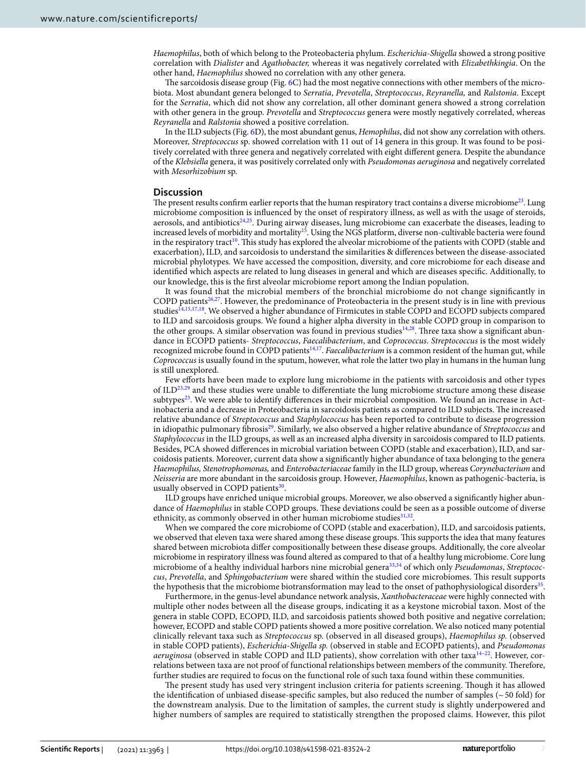*Haemophilus*, both of which belong to the Proteobacteria phylum. *Escherichia-Shigella* showed a strong positive correlation with *Dialister* and *Agathobacter,* whereas it was negatively correlated with *Elizabethkingia*. On the other hand, *Haemophilus* showed no correlation with any other genera.

The sarcoidosis disease group (Fig. 6C) had the most negative connections with other members of the microbiota. Most abundant genera belonged to *Serratia*, *Prevotella*, *Streptococcus*, *Reyranella,* and *Ralstonia*. Except for the *Serratia*, which did not show any correlation, all other dominant genera showed a strong correlation with other genera in the group. *Prevotella* and *Streptococcus* genera were mostly negatively correlated, whereas *Reyranella* and *Ralstonia* showed a positive correlation.

In the ILD subjects (Fig. 6D), the most abundant genus, *Hemophilus*, did not show any correlation with others. Moreover, *Streptococcus* sp. showed correlation with 11 out of 14 genera in this group. It was found to be positively correlated with three genera and negatively correlated with eight different genera. Despite the abundance of the *Klebsiella* genera, it was positively correlated only with *Pseudomonas aeruginosa* and negatively correlated with *Mesorhizobium* sp.

## Discussion

The present results confirm earlier reports that the human respiratory tract contains a diverse microbiome[23]. Lung microbiome composition is influenced by the onset of respiratory illness, as well as with the usage of steroids, aerosols, and antibiotics[24,25]. During airway diseases, lung microbiome can exacerbate the diseases, leading to increased levels of morbidity and mortality[15]. Using the NGS platform, diverse non-cultivable bacteria were found in the respiratory tract[10]. This study has explored the alveolar microbiome of the patients with COPD (stable and exacerbation), ILD, and sarcoidosis to understand the similarities & differences between the disease-associated microbial phylotypes. We have accessed the composition, diversity, and core microbiome for each disease and identified which aspects are related to lung diseases in general and which are diseases specific. Additionally, to our knowledge, this is the first alveolar microbiome report among the Indian population.

It was found that the microbial members of the bronchial microbiome do not change significantly in COPD patients[26,27]. However, the predominance of Proteobacteria in the present study is in line with previous studies[14,15,17,18]. We observed a higher abundance of Firmicutes in stable COPD and ECOPD subjects compared to ILD and sarcoidosis groups. We found a higher alpha diversity in the stable COPD group in comparison to the other groups. A similar observation was found in previous studies[14,28]. Three taxa show a significant abundance in ECOPD patients- *Streptococcus*, *Faecalibacterium*, and *Coprococcus*. *Streptococcus* is the most widely recognized microbe found in COPD patients[14,17]. *Faecalibacterium* is a common resident of the human gut, while *Coprococcus* is usually found in the sputum, however, what role the latter two play in humans in the human lung is still unexplored.

Few efforts have been made to explore lung microbiome in the patients with sarcoidosis and other types of ILD[23,29] and these studies were unable to differentiate the lung microbiome structure among these disease subtypes[23]. We were able to identify differences in their microbial composition. We found an increase in Actinobacteria and a decrease in Proteobacteria in sarcoidosis patients as compared to ILD subjects. The increased relative abundance of *Streptococcus* and *Staphylococcus* has been reported to contribute to disease progression in idiopathic pulmonary fibrosis[29]. Similarly, we also observed a higher relative abundance of *Streptococcus* and *Staphylococcus* in the ILD groups, as well as an increased alpha diversity in sarcoidosis compared to ILD patients. Besides, PCA showed differences in microbial variation between COPD (stable and exacerbation), ILD, and sarcoidosis patients. Moreover, current data show a significantly higher abundance of taxa belonging to the genera *Haemophilus, Stenotrophomonas,* and *Enterobacteriaceae* family in the ILD group, whereas *Corynebacterium* and *Neisseria* are more abundant in the sarcoidosis group. However, *Haemophilus*, known as pathogenic-bacteria, is usually observed in COPD patients[30].

ILD groups have enriched unique microbial groups. Moreover, we also observed a significantly higher abundance of *Haemophilus* in stable COPD groups. These deviations could be seen as a possible outcome of diverse ethnicity, as commonly observed in other human microbiome studies[31,32].

When we compared the core microbiome of COPD (stable and exacerbation), ILD, and sarcoidosis patients, we observed that eleven taxa were shared among these disease groups. This supports the idea that many features shared between microbiota differ compositionally between these disease groups. Additionally, the core alveolar microbiome in respiratory illness was found altered as compared to that of a healthy lung microbiome. Core lung microbiome of a healthy individual harbors nine microbial genera[33,34] of which only *Pseudomonas*, *Streptococcus*, *Prevotella*, and *Sphingobacterium* were shared within the studied core microbiomes. This result supports the hypothesis that the microbiome biotransformation may lead to the onset of pathophysiological disorders[35].

Furthermore, in the genus-level abundance network analysis, *Xanthobacteraceae* were highly connected with multiple other nodes between all the disease groups, indicating it as a keystone microbial taxon. Most of the genera in stable COPD, ECOPD, ILD, and sarcoidosis patients showed both positive and negative correlation; however, ECOPD and stable COPD patients showed a more positive correlation. We also noticed many potential clinically relevant taxa such as *Streptococcus* sp. (observed in all diseased groups), *Haemophilus sp.* (observed in stable COPD patients), *Escherichia-Shigella sp.* (observed in stable and ECOPD patients), and *Pseudomonas aeruginosa* (observed in stable COPD and ILD patients), show correlation with other taxa[14–22]. However, correlations between taxa are not proof of functional relationships between members of the community. Therefore, further studies are required to focus on the functional role of such taxa found within these communities.

The present study has used very stringent inclusion criteria for patients screening. Though it has allowed the identification of unbiased disease-specific samples, but also reduced the number of samples (~ 50 fold) for the downstream analysis. Due to the limitation of samples, the current study is slightly underpowered and higher numbers of samples are required to statistically strengthen the proposed claims. However, this pilot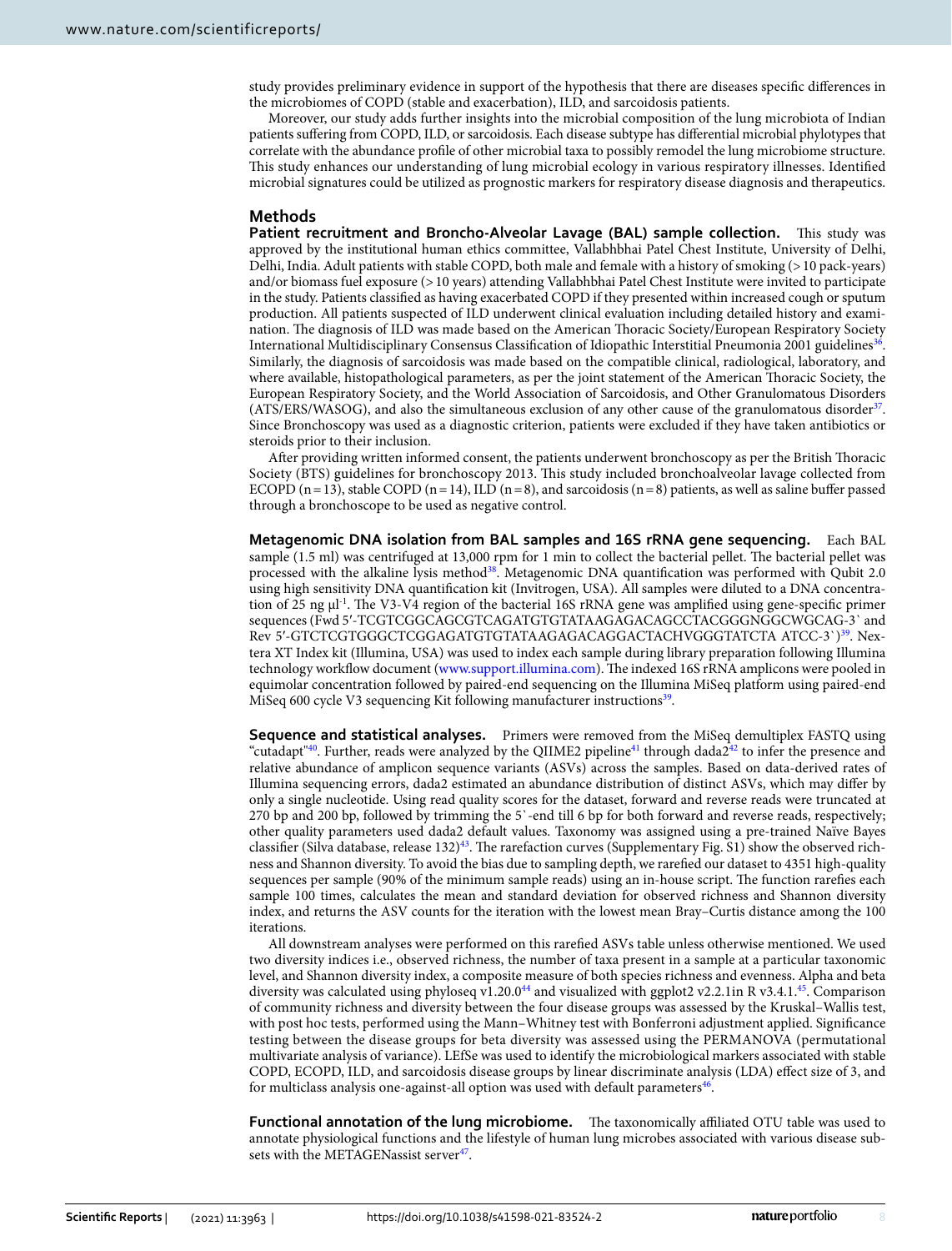study provides preliminary evidence in support of the hypothesis that there are diseases specific differences in the microbiomes of COPD (stable and exacerbation), ILD, and sarcoidosis patients.

Moreover, our study adds further insights into the microbial composition of the lung microbiota of Indian patients suffering from COPD, ILD, or sarcoidosis. Each disease subtype has differential microbial phylotypes that correlate with the abundance profile of other microbial taxa to possibly remodel the lung microbiome structure. This study enhances our understanding of lung microbial ecology in various respiratory illnesses. Identified microbial signatures could be utilized as prognostic markers for respiratory disease diagnosis and therapeutics.

## Methods

**Patient recruitment and Broncho-Alveolar Lavage (BAL) sample collection.** This study was approved by the institutional human ethics committee, Vallabhbhai Patel Chest Institute, University of Delhi, Delhi, India. Adult patients with stable COPD, both male and female with a history of smoking (> 10 pack-years) and/or biomass fuel exposure (> 10 years) attending Vallabhbhai Patel Chest Institute were invited to participate in the study. Patients classified as having exacerbated COPD if they presented within increased cough or sputum production. All patients suspected of ILD underwent clinical evaluation including detailed history and examination. The diagnosis of ILD was made based on the American Thoracic Society/European Respiratory Society International Multidisciplinary Consensus Classification of Idiopathic Interstitial Pneumonia 2001 guidelines[36]. Similarly, the diagnosis of sarcoidosis was made based on the compatible clinical, radiological, laboratory, and where available, histopathological parameters, as per the joint statement of the American Thoracic Society, the European Respiratory Society, and the World Association of Sarcoidosis, and Other Granulomatous Disorders (ATS/ERS/WASOG), and also the simultaneous exclusion of any other cause of the granulomatous disorder[37]. Since Bronchoscopy was used as a diagnostic criterion, patients were excluded if they have taken antibiotics or steroids prior to their inclusion.

After providing written informed consent, the patients underwent bronchoscopy as per the British Thoracic Society (BTS) guidelines for bronchoscopy 2013. This study included bronchoalveolar lavage collected from ECOPD (n = 13), stable COPD (n = 14), ILD (n = 8), and sarcoidosis (n = 8) patients, as well as saline buffer passed through a bronchoscope to be used as negative control.

**Metagenomic DNA isolation from BAL samples and 16S rRNA gene sequencing.** Each BAL sample (1.5 ml) was centrifuged at 13,000 rpm for 1 min to collect the bacterial pellet. The bacterial pellet was processed with the alkaline lysis method[38]. Metagenomic DNA quantification was performed with Qubit 2.0 using high sensitivity DNA quantification kit (Invitrogen, USA). All samples were diluted to a DNA concentration of 25 ng µl$^{-1}$. The V3-V4 region of the bacterial 16S rRNA gene was amplified using gene-specific primer sequences (Fwd 5′-TCGTCGGCAGCGTCAGATGTGTATAAGAGACAGCCTACGGGNGGCWGCAG-3` and Rev 5′-GTCTCGTGGGCTCGGAGATGTGTATAAGAGACAGGACTACHVGGGTATCTA ATCC-3`)[39]. Nextera XT Index kit (Illumina, USA) was used to index each sample during library preparation following Illumina technology workflow document (www.support.illumina.com). The indexed 16S rRNA amplicons were pooled in equimolar concentration followed by paired-end sequencing on the Illumina MiSeq platform using paired-end MiSeq 600 cycle V3 sequencing Kit following manufacturer instructions[39].

**Sequence and statistical analyses.** Primers were removed from the MiSeq demultiplex FASTQ using "cutadapt"[40]. Further, reads were analyzed by the QIIME2 pipeline[41] through dada2[42] to infer the presence and relative abundance of amplicon sequence variants (ASVs) across the samples. Based on data-derived rates of Illumina sequencing errors, dada2 estimated an abundance distribution of distinct ASVs, which may differ by only a single nucleotide. Using read quality scores for the dataset, forward and reverse reads were truncated at 270 bp and 200 bp, followed by trimming the 5`-end till 6 bp for both forward and reverse reads, respectively; other quality parameters used dada2 default values. Taxonomy was assigned using a pre-trained Naïve Bayes classifier (Silva database, release 132)[43]. The rarefaction curves (Supplementary Fig. S1) show the observed richness and Shannon diversity. To avoid the bias due to sampling depth, we rarefied our dataset to 4351 high-quality sequences per sample (90% of the minimum sample reads) using an in-house script. The function rarefies each sample 100 times, calculates the mean and standard deviation for observed richness and Shannon diversity index, and returns the ASV counts for the iteration with the lowest mean Bray–Curtis distance among the 100 iterations.

All downstream analyses were performed on this rarefied ASVs table unless otherwise mentioned. We used two diversity indices i.e., observed richness, the number of taxa present in a sample at a particular taxonomic level, and Shannon diversity index, a composite measure of both species richness and evenness. Alpha and beta diversity was calculated using phyloseq v1.20.0[44] and visualized with ggplot2 v2.2.1in R v3.4.1.[45]. Comparison of community richness and diversity between the four disease groups was assessed by the Kruskal–Wallis test, with post hoc tests, performed using the Mann–Whitney test with Bonferroni adjustment applied. Significance testing between the disease groups for beta diversity was assessed using the PERMANOVA (permutational multivariate analysis of variance). LEfSe was used to identify the microbiological markers associated with stable COPD, ECOPD, ILD, and sarcoidosis disease groups by linear discriminate analysis (LDA) effect size of 3, and for multiclass analysis one-against-all option was used with default parameters[46].

**Functional annotation of the lung microbiome.** The taxonomically affiliated OTU table was used to annotate physiological functions and the lifestyle of human lung microbes associated with various disease subsets with the METAGENassist server[47].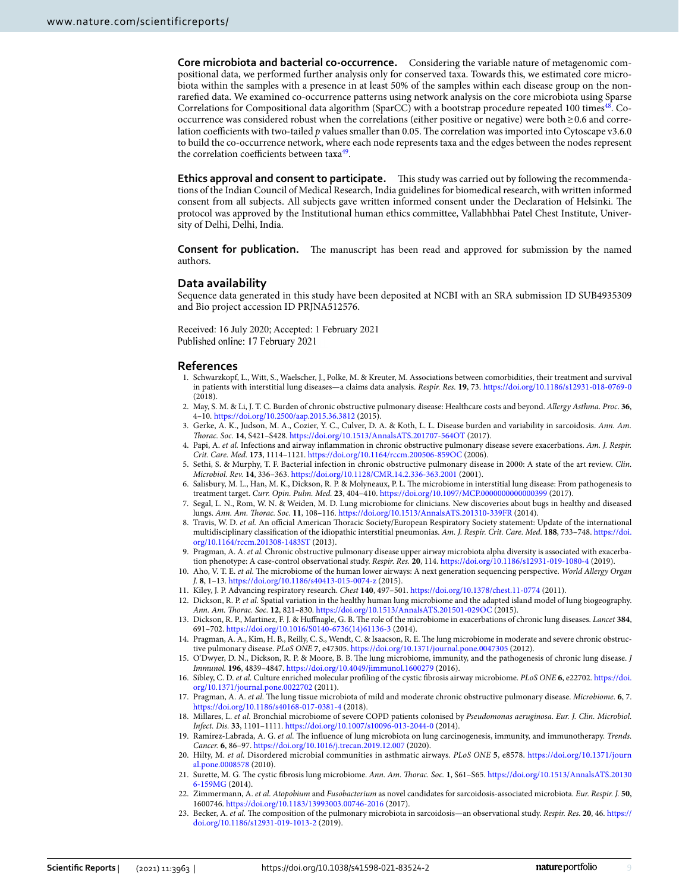**Core microbiota and bacterial co-occurrence.** Considering the variable nature of metagenomic compositional data, we performed further analysis only for conserved taxa. Towards this, we estimated core microbiota within the samples with a presence in at least 50% of the samples within each disease group on the non-rarefied data. We examined co-occurrence patterns using network analysis on the core microbiota using Sparse Correlations for Compositional data algorithm (SparCC) with a bootstrap procedure repeated 100 times[48]. Co-occurrence was considered robust when the correlations (either positive or negative) were both ≥ 0.6 and correlation coefficients with two-tailed *p* values smaller than 0.05. The correlation was imported into Cytoscape v3.6.0 to build the co-occurrence network, where each node represents taxa and the edges between the nodes represent the correlation coefficients between taxa[49].

**Ethics approval and consent to participate.** This study was carried out by following the recommendations of the Indian Council of Medical Research, India guidelines for biomedical research, with written informed consent from all subjects. All subjects gave written informed consent under the Declaration of Helsinki. The protocol was approved by the Institutional human ethics committee, Vallabhbhai Patel Chest Institute, University of Delhi, Delhi, India.

**Consent for publication.** The manuscript has been read and approved for submission by the named authors.

## Data availability

Sequence data generated in this study have been deposited at NCBI with an SRA submission ID SUB4935309 and Bio project accession ID PRJNA512576.

Received: 16 July 2020; Accepted: 1 February 2021
Published online: 17 February 2021

## References

1. Schwarzkopf, L., Witt, S., Waelscher, J., Polke, M. & Kreuter, M. Associations between comorbidities, their treatment and survival in patients with interstitial lung diseases—a claims data analysis. *Respir. Res.* **19**, 73. https://doi.org/10.1186/s12931-018-0769-0 (2018).
2. May, S. M. & Li, J. T. C. Burden of chronic obstructive pulmonary disease: Healthcare costs and beyond. *Allergy Asthma. Proc.* **36**, 4–10. https://doi.org/10.2500/aap.2015.36.3812 (2015).
3. Gerke, A. K., Judson, M. A., Cozier, Y. C., Culver, D. A. & Koth, L. L. Disease burden and variability in sarcoidosis. *Ann. Am. Thorac. Soc.* **14**, S421–S428. https://doi.org/10.1513/AnnalsATS.201707-564OT (2017).
4. Papi, A. *et al.* Infections and airway inflammation in chronic obstructive pulmonary disease severe exacerbations. *Am. J. Respir. Crit. Care. Med.* **173**, 1114–1121. https://doi.org/10.1164/rccm.200506-859OC (2006).
5. Sethi, S. & Murphy, T. F. Bacterial infection in chronic obstructive pulmonary disease in 2000: A state of the art review. *Clin. Microbiol. Rev.* **14**, 336–363. https://doi.org/10.1128/CMR.14.2.336-363.2001 (2001).
6. Salisbury, M. L., Han, M. K., Dickson, R. P. & Molyneaux, P. L. The microbiome in interstitial lung disease: From pathogenesis to treatment target. *Curr. Opin. Pulm. Med.* **23**, 404–410. https://doi.org/10.1097/MCP.0000000000000399 (2017).
7. Segal, L. N., Rom, W. N. & Weiden, M. D. Lung microbiome for clinicians. New discoveries about bugs in healthy and diseased lungs. *Ann. Am. Thorac. Soc.* **11**, 108–116. https://doi.org/10.1513/AnnalsATS.201310-339FR (2014).
8. Travis, W. D. *et al.* An official American Thoracic Society/European Respiratory Society statement: Update of the international multidisciplinary classification of the idiopathic interstitial pneumonias. *Am. J. Respir. Crit. Care. Med.* **188**, 733–748. https://doi.org/10.1164/rccm.201308-1483ST (2013).
9. Pragman, A. A. *et al.* Chronic obstructive pulmonary disease upper airway microbiota alpha diversity is associated with exacerbation phenotype: A case-control observational study. *Respir. Res.* **20**, 114. https://doi.org/10.1186/s12931-019-1080-4 (2019).
10. Aho, V. T. E. *et al.* The microbiome of the human lower airways: A next generation sequencing perspective. *World Allergy Organ J.* **8**, 1–13. https://doi.org/10.1186/s40413-015-0074-z (2015).
11. Kiley, J. P. Advancing respiratory research. *Chest* **140**, 497–501. https://doi.org/10.1378/chest.11-0774 (2011).
12. Dickson, R. P. *et al.* Spatial variation in the healthy human lung microbiome and the adapted island model of lung biogeography. *Ann. Am. Thorac. Soc.* **12**, 821–830. https://doi.org/10.1513/AnnalsATS.201501-029OC (2015).
13. Dickson, R. P., Martinez, F. J. & Huffnagle, G. B. The role of the microbiome in exacerbations of chronic lung diseases. *Lancet* **384**, 691–702. https://doi.org/10.1016/S0140-6736(14)61136-3 (2014).
14. Pragman, A. A., Kim, H. B., Reilly, C. S., Wendt, C. & Isaacson, R. E. The lung microbiome in moderate and severe chronic obstructive pulmonary disease. *PLoS ONE* **7**, e47305. https://doi.org/10.1371/journal.pone.0047305 (2012).
15. O'Dwyer, D. N., Dickson, R. P. & Moore, B. B. The lung microbiome, immunity, and the pathogenesis of chronic lung disease. *J Immunol.* **196**, 4839–4847. https://doi.org/10.4049/jimmunol.1600279 (2016).
16. Sibley, C. D. *et al.* Culture enriched molecular profiling of the cystic fibrosis airway microbiome. *PLoS ONE* **6**, e22702. https://doi.org/10.1371/journal.pone.0022702 (2011).
17. Pragman, A. A. *et al.* The lung tissue microbiota of mild and moderate chronic obstructive pulmonary disease. *Microbiome.* **6**, 7. https://doi.org/10.1186/s40168-017-0381-4 (2018).
18. Millares, L. *et al.* Bronchial microbiome of severe COPD patients colonised by *Pseudomonas aeruginosa*. *Eur. J. Clin. Microbiol. Infect. Dis.* **33**, 1101–1111. https://doi.org/10.1007/s10096-013-2044-0 (2014).
19. Ramírez-Labrada, A. G. *et al.* The influence of lung microbiota on lung carcinogenesis, immunity, and immunotherapy. *Trends. Cancer.* **6**, 86–97. https://doi.org/10.1016/j.trecan.2019.12.007 (2020).
20. Hilty, M. *et al.* Disordered microbial communities in asthmatic airways. *PLoS ONE* **5**, e8578. https://doi.org/10.1371/journal.pone.0008578 (2010).
21. Surette, M. G. The cystic fibrosis lung microbiome. *Ann. Am. Thorac. Soc.* **1**, S61–S65. https://doi.org/10.1513/AnnalsATS.201306-159MG (2014).
22. Zimmermann, A. *et al. Atopobium* and *Fusobacterium* as novel candidates for sarcoidosis-associated microbiota. *Eur. Respir. J.* **50**, 1600746. https://doi.org/10.1183/13993003.00746-2016 (2017).
23. Becker, A. *et al.* The composition of the pulmonary microbiota in sarcoidosis—an observational study. *Respir. Res.* **20**, 46. https://doi.org/10.1186/s12931-019-1013-2 (2019).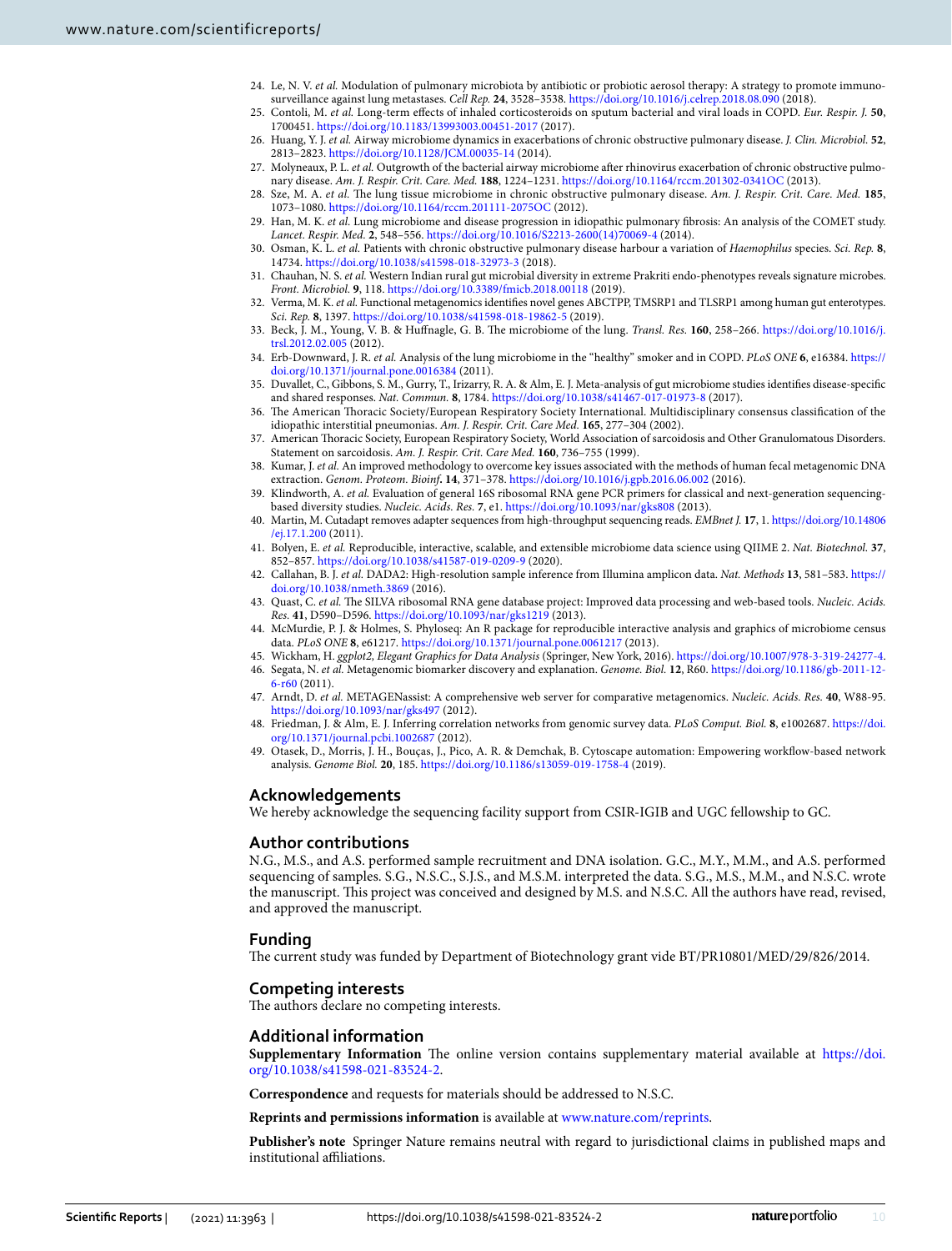24. Le, N. V. *et al.* Modulation of pulmonary microbiota by antibiotic or probiotic aerosol therapy: A strategy to promote immunosurveillance against lung metastases. *Cell Rep.* **24**, 3528–3538. https://doi.org/10.1016/j.celrep.2018.08.090 (2018).
25. Contoli, M. *et al.* Long-term effects of inhaled corticosteroids on sputum bacterial and viral loads in COPD. *Eur. Respir. J.* **50**, 1700451. https://doi.org/10.1183/13993003.00451-2017 (2017).
26. Huang, Y. J. *et al.* Airway microbiome dynamics in exacerbations of chronic obstructive pulmonary disease. *J. Clin. Microbiol.* **52**, 2813–2823. https://doi.org/10.1128/JCM.00035-14 (2014).
27. Molyneaux, P. L. *et al.* Outgrowth of the bacterial airway microbiome after rhinovirus exacerbation of chronic obstructive pulmonary disease. *Am. J. Respir. Crit. Care. Med.* **188**, 1224–1231. https://doi.org/10.1164/rccm.201302-0341OC (2013).
28. Sze, M. A. *et al.* The lung tissue microbiome in chronic obstructive pulmonary disease. *Am. J. Respir. Crit. Care. Med.* **185**, 1073–1080. https://doi.org/10.1164/rccm.201111-2075OC (2012).
29. Han, M. K. *et al.* Lung microbiome and disease progression in idiopathic pulmonary fibrosis: An analysis of the COMET study. *Lancet. Respir. Med.* **2**, 548–556. https://doi.org/10.1016/S2213-2600(14)70069-4 (2014).
30. Osman, K. L. *et al.* Patients with chronic obstructive pulmonary disease harbour a variation of *Haemophilus* species. *Sci. Rep.* **8**, 14734. https://doi.org/10.1038/s41598-018-32973-3 (2018).
31. Chauhan, N. S. *et al.* Western Indian rural gut microbial diversity in extreme Prakriti endo-phenotypes reveals signature microbes. *Front. Microbiol.* **9**, 118. https://doi.org/10.3389/fmicb.2018.00118 (2019).
32. Verma, M. K. *et al.* Functional metagenomics identifies novel genes ABCTPP, TMSRP1 and TLSRP1 among human gut enterotypes. *Sci. Rep.* **8**, 1397. https://doi.org/10.1038/s41598-018-19862-5 (2019).
33. Beck, J. M., Young, V. B. & Huffnagle, G. B. The microbiome of the lung. *Transl. Res.* **160**, 258–266. https://doi.org/10.1016/j.trsl.2012.02.005 (2012).
34. Erb-Downward, J. R. *et al.* Analysis of the lung microbiome in the "healthy" smoker and in COPD. *PLoS ONE* **6**, e16384. https://doi.org/10.1371/journal.pone.0016384 (2011).
35. Duvallet, C., Gibbons, S. M., Gurry, T., Irizarry, R. A. & Alm, E. J. Meta-analysis of gut microbiome studies identifies disease-specific and shared responses. *Nat. Commun.* **8**, 1784. https://doi.org/10.1038/s41467-017-01973-8 (2017).
36. The American Thoracic Society/European Respiratory Society International. Multidisciplinary consensus classification of the idiopathic interstitial pneumonias. *Am. J. Respir. Crit. Care Med.* **165**, 277–304 (2002).
37. American Thoracic Society, European Respiratory Society, World Association of sarcoidosis and Other Granulomatous Disorders. Statement on sarcoidosis. *Am. J. Respir. Crit. Care Med.* **160**, 736–755 (1999).
38. Kumar, J. *et al.* An improved methodology to overcome key issues associated with the methods of human fecal metagenomic DNA extraction. *Genom. Proteom. Bioinf.* **14**, 371–378. https://doi.org/10.1016/j.gpb.2016.06.002 (2016).
39. Klindworth, A. *et al.* Evaluation of general 16S ribosomal RNA gene PCR primers for classical and next-generation sequencing-based diversity studies. *Nucleic. Acids. Res.* **7**, e1. https://doi.org/10.1093/nar/gks808 (2013).
40. Martin, M. Cutadapt removes adapter sequences from high-throughput sequencing reads. *EMBnet J.* **17**, 1. https://doi.org/10.14806/ej.17.1.200 (2011).
41. Bolyen, E. *et al.* Reproducible, interactive, scalable, and extensible microbiome data science using QIIME 2. *Nat. Biotechnol.* **37**, 852–857. https://doi.org/10.1038/s41587-019-0209-9 (2020).
42. Callahan, B. J. *et al.* DADA2: High-resolution sample inference from Illumina amplicon data. *Nat. Methods* **13**, 581–583. https://doi.org/10.1038/nmeth.3869 (2016).
43. Quast, C. *et al.* The SILVA ribosomal RNA gene database project: Improved data processing and web-based tools. *Nucleic. Acids. Res.* **41**, D590–D596. https://doi.org/10.1093/nar/gks1219 (2013).
44. McMurdie, P. J. & Holmes, S. Phyloseq: An R package for reproducible interactive analysis and graphics of microbiome census data. *PLoS ONE* **8**, e61217. https://doi.org/10.1371/journal.pone.0061217 (2013).
45. Wickham, H. *ggplot2, Elegant Graphics for Data Analysis* (Springer, New York, 2016). https://doi.org/10.1007/978-3-319-24277-4.
46. Segata, N. *et al.* Metagenomic biomarker discovery and explanation. *Genome. Biol.* **12**, R60. https://doi.org/10.1186/gb-2011-12-6-r60 (2011).
47. Arndt, D. *et al.* METAGENassist: A comprehensive web server for comparative metagenomics. *Nucleic. Acids. Res.* **40**, W88-95. https://doi.org/10.1093/nar/gks497 (2012).
48. Friedman, J. & Alm, E. J. Inferring correlation networks from genomic survey data. *PLoS Comput. Biol.* **8**, e1002687. https://doi.org/10.1371/journal.pcbi.1002687 (2012).
49. Otasek, D., Morris, J. H., Bouças, J., Pico, A. R. & Demchak, B. Cytoscape automation: Empowering workflow-based network analysis. *Genome Biol.* **20**, 185. https://doi.org/10.1186/s13059-019-1758-4 (2019).

## Acknowledgements

We hereby acknowledge the sequencing facility support from CSIR-IGIB and UGC fellowship to GC.

## Author contributions

N.G., M.S., and A.S. performed sample recruitment and DNA isolation. G.C., M.Y., M.M., and A.S. performed sequencing of samples. S.G., N.S.C., S.J.S., and M.S.M. interpreted the data. S.G., M.S., M.M., and N.S.C. wrote the manuscript. This project was conceived and designed by M.S. and N.S.C. All the authors have read, revised, and approved the manuscript.

## Funding

The current study was funded by Department of Biotechnology grant vide BT/PR10801/MED/29/826/2014.

## Competing interests

The authors declare no competing interests.

## Additional information

**Supplementary Information** The online version contains supplementary material available at https://doi.org/10.1038/s41598-021-83524-2.

**Correspondence** and requests for materials should be addressed to N.S.C.

**Reprints and permissions information** is available at www.nature.com/reprints.

**Publisher's note** Springer Nature remains neutral with regard to jurisdictional claims in published maps and institutional affiliations.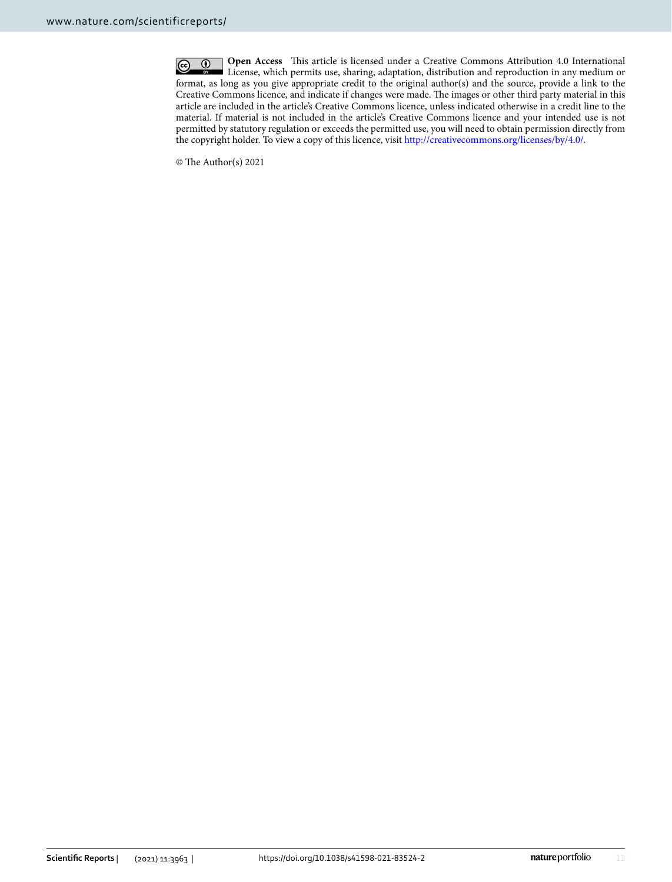**Open Access** This article is licensed under a Creative Commons Attribution 4.0 International License, which permits use, sharing, adaptation, distribution and reproduction in any medium or format, as long as you give appropriate credit to the original author(s) and the source, provide a link to the Creative Commons licence, and indicate if changes were made. The images or other third party material in this article are included in the article's Creative Commons licence, unless indicated otherwise in a credit line to the material. If material is not included in the article's Creative Commons licence and your intended use is not permitted by statutory regulation or exceeds the permitted use, you will need to obtain permission directly from the copyright holder. To view a copy of this licence, visit http://creativecommons.org/licenses/by/4.0/.

© The Author(s) 2021